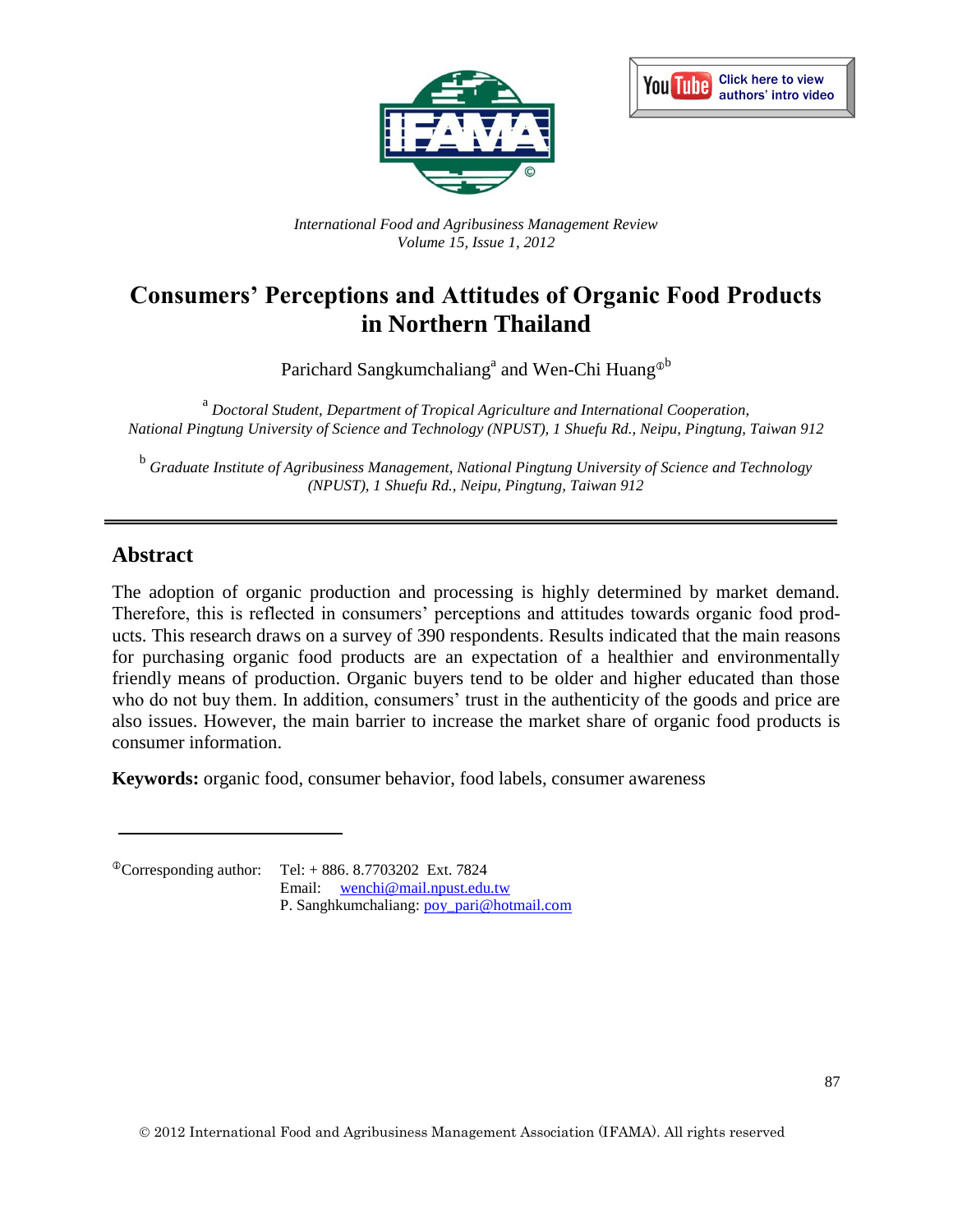*International Food and Agribusiness Management Review*
*Volume 15, Issue 1, 2012*

# Consumers' Perceptions and Attitudes of Organic Food Products in Northern Thailand

Parichard Sangkumchaliang[a] and Wen-Chi Huang[ⓘb]

[a] *Doctoral Student, Department of Tropical Agriculture and International Cooperation, National Pingtung University of Science and Technology (NPUST), 1 Shuefu Rd., Neipu, Pingtung, Taiwan 912*

[b] *Graduate Institute of Agribusiness Management, National Pingtung University of Science and Technology (NPUST), 1 Shuefu Rd., Neipu, Pingtung, Taiwan 912*

## Abstract

The adoption of organic production and processing is highly determined by market demand. Therefore, this is reflected in consumers' perceptions and attitudes towards organic food products. This research draws on a survey of 390 respondents. Results indicated that the main reasons for purchasing organic food products are an expectation of a healthier and environmentally friendly means of production. Organic buyers tend to be older and higher educated than those who do not buy them. In addition, consumers' trust in the authenticity of the goods and price are also issues. However, the main barrier to increase the market share of organic food products is consumer information.

**Keywords:** organic food, consumer behavior, food labels, consumer awareness

---

[ⓘ]Corresponding author: Tel: + 886. 8.7703202 Ext. 7824
Email: wenchi@mail.npust.edu.tw
P. Sanghkumchaliang: poy_pari@hotmail.com

© 2012 International Food and Agribusiness Management Association (IFAMA). All rights reserved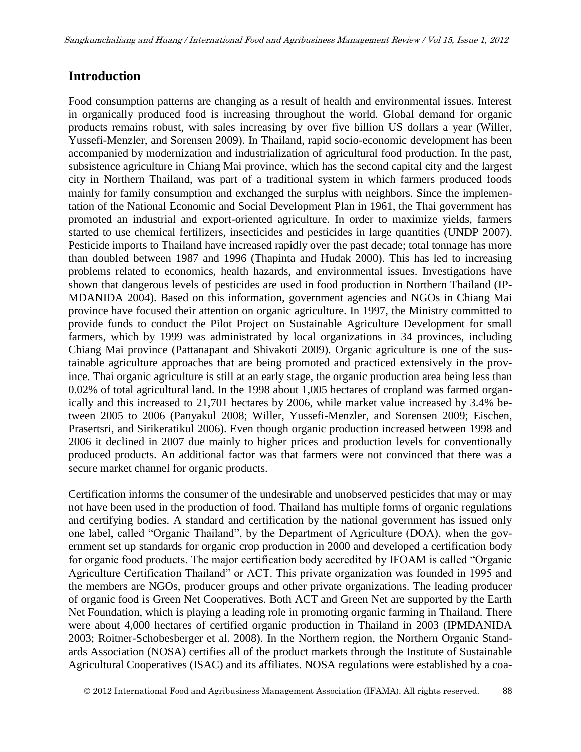## Introduction

Food consumption patterns are changing as a result of health and environmental issues. Interest in organically produced food is increasing throughout the world. Global demand for organic products remains robust, with sales increasing by over five billion US dollars a year (Willer, Yussefi-Menzler, and Sorensen 2009). In Thailand, rapid socio-economic development has been accompanied by modernization and industrialization of agricultural food production. In the past, subsistence agriculture in Chiang Mai province, which has the second capital city and the largest city in Northern Thailand, was part of a traditional system in which farmers produced foods mainly for family consumption and exchanged the surplus with neighbors. Since the implementation of the National Economic and Social Development Plan in 1961, the Thai government has promoted an industrial and export-oriented agriculture. In order to maximize yields, farmers started to use chemical fertilizers, insecticides and pesticides in large quantities (UNDP 2007). Pesticide imports to Thailand have increased rapidly over the past decade; total tonnage has more than doubled between 1987 and 1996 (Thapinta and Hudak 2000). This has led to increasing problems related to economics, health hazards, and environmental issues. Investigations have shown that dangerous levels of pesticides are used in food production in Northern Thailand (IPMDANIDA 2004). Based on this information, government agencies and NGOs in Chiang Mai province have focused their attention on organic agriculture. In 1997, the Ministry committed to provide funds to conduct the Pilot Project on Sustainable Agriculture Development for small farmers, which by 1999 was administrated by local organizations in 34 provinces, including Chiang Mai province (Pattanapant and Shivakoti 2009). Organic agriculture is one of the sustainable agriculture approaches that are being promoted and practiced extensively in the province. Thai organic agriculture is still at an early stage, the organic production area being less than 0.02% of total agricultural land. In the 1998 about 1,005 hectares of cropland was farmed organically and this increased to 21,701 hectares by 2006, while market value increased by 3.4% between 2005 to 2006 (Panyakul 2008; Willer, Yussefi-Menzler, and Sorensen 2009; Eischen, Prasertsri, and Sirikeratikul 2006). Even though organic production increased between 1998 and 2006 it declined in 2007 due mainly to higher prices and production levels for conventionally produced products. An additional factor was that farmers were not convinced that there was a secure market channel for organic products.

Certification informs the consumer of the undesirable and unobserved pesticides that may or may not have been used in the production of food. Thailand has multiple forms of organic regulations and certifying bodies. A standard and certification by the national government has issued only one label, called "Organic Thailand", by the Department of Agriculture (DOA), when the government set up standards for organic crop production in 2000 and developed a certification body for organic food products. The major certification body accredited by IFOAM is called "Organic Agriculture Certification Thailand" or ACT. This private organization was founded in 1995 and the members are NGOs, producer groups and other private organizations. The leading producer of organic food is Green Net Cooperatives. Both ACT and Green Net are supported by the Earth Net Foundation, which is playing a leading role in promoting organic farming in Thailand. There were about 4,000 hectares of certified organic production in Thailand in 2003 (IPMDANIDA 2003; Roitner-Schobesberger et al. 2008). In the Northern region, the Northern Organic Standards Association (NOSA) certifies all of the product markets through the Institute of Sustainable Agricultural Cooperatives (ISAC) and its affiliates. NOSA regulations were established by a coa-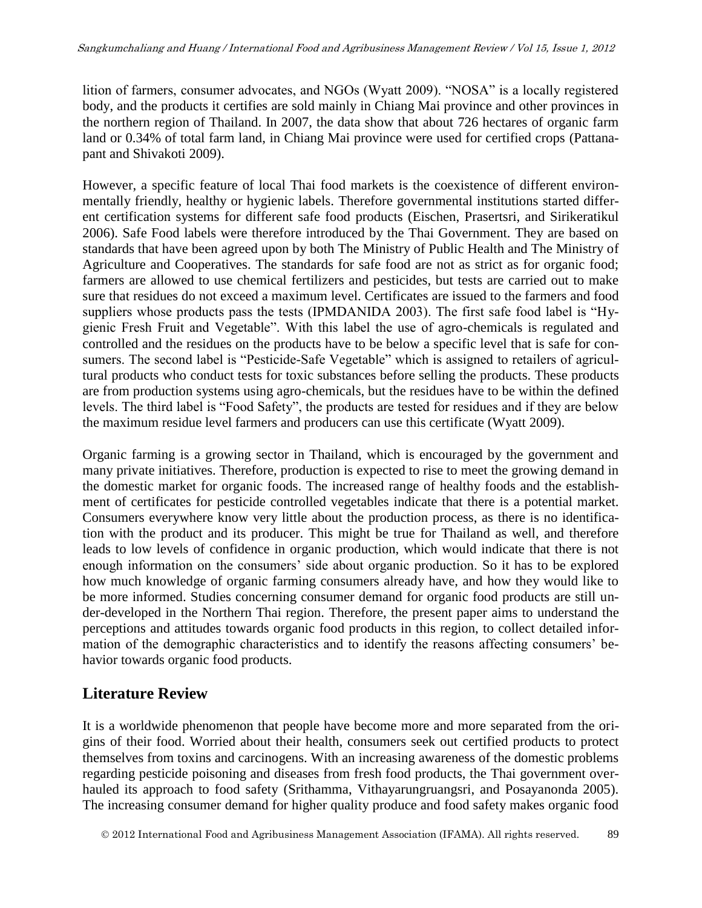lition of farmers, consumer advocates, and NGOs (Wyatt 2009). "NOSA" is a locally registered body, and the products it certifies are sold mainly in Chiang Mai province and other provinces in the northern region of Thailand. In 2007, the data show that about 726 hectares of organic farm land or 0.34% of total farm land, in Chiang Mai province were used for certified crops (Pattanapant and Shivakoti 2009).

However, a specific feature of local Thai food markets is the coexistence of different environmentally friendly, healthy or hygienic labels. Therefore governmental institutions started different certification systems for different safe food products (Eischen, Prasertsri, and Sirikeratikul 2006). Safe Food labels were therefore introduced by the Thai Government. They are based on standards that have been agreed upon by both The Ministry of Public Health and The Ministry of Agriculture and Cooperatives. The standards for safe food are not as strict as for organic food; farmers are allowed to use chemical fertilizers and pesticides, but tests are carried out to make sure that residues do not exceed a maximum level. Certificates are issued to the farmers and food suppliers whose products pass the tests (IPMDANIDA 2003). The first safe food label is "Hygienic Fresh Fruit and Vegetable". With this label the use of agro-chemicals is regulated and controlled and the residues on the products have to be below a specific level that is safe for consumers. The second label is "Pesticide-Safe Vegetable" which is assigned to retailers of agricultural products who conduct tests for toxic substances before selling the products. These products are from production systems using agro-chemicals, but the residues have to be within the defined levels. The third label is "Food Safety", the products are tested for residues and if they are below the maximum residue level farmers and producers can use this certificate (Wyatt 2009).

Organic farming is a growing sector in Thailand, which is encouraged by the government and many private initiatives. Therefore, production is expected to rise to meet the growing demand in the domestic market for organic foods. The increased range of healthy foods and the establishment of certificates for pesticide controlled vegetables indicate that there is a potential market. Consumers everywhere know very little about the production process, as there is no identification with the product and its producer. This might be true for Thailand as well, and therefore leads to low levels of confidence in organic production, which would indicate that there is not enough information on the consumers' side about organic production. So it has to be explored how much knowledge of organic farming consumers already have, and how they would like to be more informed. Studies concerning consumer demand for organic food products are still under-developed in the Northern Thai region. Therefore, the present paper aims to understand the perceptions and attitudes towards organic food products in this region, to collect detailed information of the demographic characteristics and to identify the reasons affecting consumers' behavior towards organic food products.

## Literature Review

It is a worldwide phenomenon that people have become more and more separated from the origins of their food. Worried about their health, consumers seek out certified products to protect themselves from toxins and carcinogens. With an increasing awareness of the domestic problems regarding pesticide poisoning and diseases from fresh food products, the Thai government overhauled its approach to food safety (Srithamma, Vithayarungruangsri, and Posayanonda 2005). The increasing consumer demand for higher quality produce and food safety makes organic food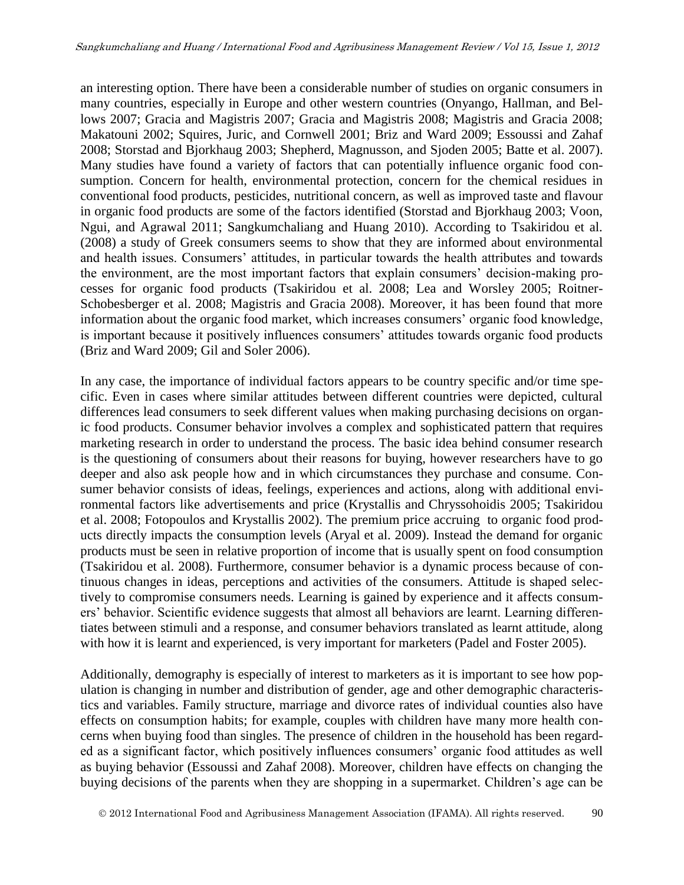an interesting option. There have been a considerable number of studies on organic consumers in many countries, especially in Europe and other western countries (Onyango, Hallman, and Bellows 2007; Gracia and Magistris 2007; Gracia and Magistris 2008; Magistris and Gracia 2008; Makatouni 2002; Squires, Juric, and Cornwell 2001; Briz and Ward 2009; Essoussi and Zahaf 2008; Storstad and Bjorkhaug 2003; Shepherd, Magnusson, and Sjoden 2005; Batte et al. 2007). Many studies have found a variety of factors that can potentially influence organic food consumption. Concern for health, environmental protection, concern for the chemical residues in conventional food products, pesticides, nutritional concern, as well as improved taste and flavour in organic food products are some of the factors identified (Storstad and Bjorkhaug 2003; Voon, Ngui, and Agrawal 2011; Sangkumchaliang and Huang 2010). According to Tsakiridou et al. (2008) a study of Greek consumers seems to show that they are informed about environmental and health issues. Consumers' attitudes, in particular towards the health attributes and towards the environment, are the most important factors that explain consumers' decision-making processes for organic food products (Tsakiridou et al. 2008; Lea and Worsley 2005; Roitner-Schobesberger et al. 2008; Magistris and Gracia 2008). Moreover, it has been found that more information about the organic food market, which increases consumers' organic food knowledge, is important because it positively influences consumers' attitudes towards organic food products (Briz and Ward 2009; Gil and Soler 2006).

In any case, the importance of individual factors appears to be country specific and/or time specific. Even in cases where similar attitudes between different countries were depicted, cultural differences lead consumers to seek different values when making purchasing decisions on organic food products. Consumer behavior involves a complex and sophisticated pattern that requires marketing research in order to understand the process. The basic idea behind consumer research is the questioning of consumers about their reasons for buying, however researchers have to go deeper and also ask people how and in which circumstances they purchase and consume. Consumer behavior consists of ideas, feelings, experiences and actions, along with additional environmental factors like advertisements and price (Krystallis and Chryssohoidis 2005; Tsakiridou et al. 2008; Fotopoulos and Krystallis 2002). The premium price accruing to organic food products directly impacts the consumption levels (Aryal et al. 2009). Instead the demand for organic products must be seen in relative proportion of income that is usually spent on food consumption (Tsakiridou et al. 2008). Furthermore, consumer behavior is a dynamic process because of continuous changes in ideas, perceptions and activities of the consumers. Attitude is shaped selectively to compromise consumers needs. Learning is gained by experience and it affects consumers' behavior. Scientific evidence suggests that almost all behaviors are learnt. Learning differentiates between stimuli and a response, and consumer behaviors translated as learnt attitude, along with how it is learnt and experienced, is very important for marketers (Padel and Foster 2005).

Additionally, demography is especially of interest to marketers as it is important to see how population is changing in number and distribution of gender, age and other demographic characteristics and variables. Family structure, marriage and divorce rates of individual counties also have effects on consumption habits; for example, couples with children have many more health concerns when buying food than singles. The presence of children in the household has been regarded as a significant factor, which positively influences consumers' organic food attitudes as well as buying behavior (Essoussi and Zahaf 2008). Moreover, children have effects on changing the buying decisions of the parents when they are shopping in a supermarket. Children's age can be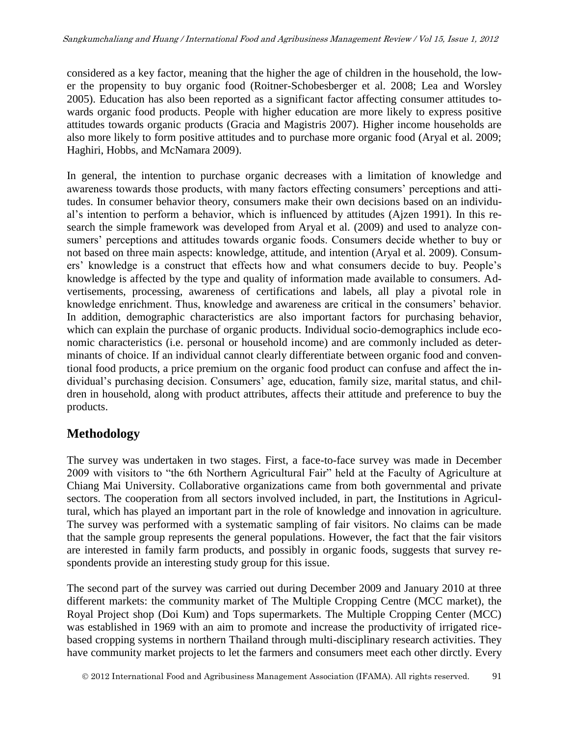considered as a key factor, meaning that the higher the age of children in the household, the lower the propensity to buy organic food (Roitner-Schobesberger et al. 2008; Lea and Worsley 2005). Education has also been reported as a significant factor affecting consumer attitudes towards organic food products. People with higher education are more likely to express positive attitudes towards organic products (Gracia and Magistris 2007). Higher income households are also more likely to form positive attitudes and to purchase more organic food (Aryal et al. 2009; Haghiri, Hobbs, and McNamara 2009).

In general, the intention to purchase organic decreases with a limitation of knowledge and awareness towards those products, with many factors effecting consumers' perceptions and attitudes. In consumer behavior theory, consumers make their own decisions based on an individual's intention to perform a behavior, which is influenced by attitudes (Ajzen 1991). In this research the simple framework was developed from Aryal et al. (2009) and used to analyze consumers' perceptions and attitudes towards organic foods. Consumers decide whether to buy or not based on three main aspects: knowledge, attitude, and intention (Aryal et al. 2009). Consumers' knowledge is a construct that effects how and what consumers decide to buy. People's knowledge is affected by the type and quality of information made available to consumers. Advertisements, processing, awareness of certifications and labels, all play a pivotal role in knowledge enrichment. Thus, knowledge and awareness are critical in the consumers' behavior. In addition, demographic characteristics are also important factors for purchasing behavior, which can explain the purchase of organic products. Individual socio-demographics include economic characteristics (i.e. personal or household income) and are commonly included as determinants of choice. If an individual cannot clearly differentiate between organic food and conventional food products, a price premium on the organic food product can confuse and affect the individual's purchasing decision. Consumers' age, education, family size, marital status, and children in household, along with product attributes, affects their attitude and preference to buy the products.

## Methodology

The survey was undertaken in two stages. First, a face-to-face survey was made in December 2009 with visitors to "the 6th Northern Agricultural Fair" held at the Faculty of Agriculture at Chiang Mai University. Collaborative organizations came from both governmental and private sectors. The cooperation from all sectors involved included, in part, the Institutions in Agricultural, which has played an important part in the role of knowledge and innovation in agriculture. The survey was performed with a systematic sampling of fair visitors. No claims can be made that the sample group represents the general populations. However, the fact that the fair visitors are interested in family farm products, and possibly in organic foods, suggests that survey respondents provide an interesting study group for this issue.

The second part of the survey was carried out during December 2009 and January 2010 at three different markets: the community market of The Multiple Cropping Centre (MCC market), the Royal Project shop (Doi Kum) and Tops supermarkets. The Multiple Cropping Center (MCC) was established in 1969 with an aim to promote and increase the productivity of irrigated rice-based cropping systems in northern Thailand through multi-disciplinary research activities. They have community market projects to let the farmers and consumers meet each other dirctly. Every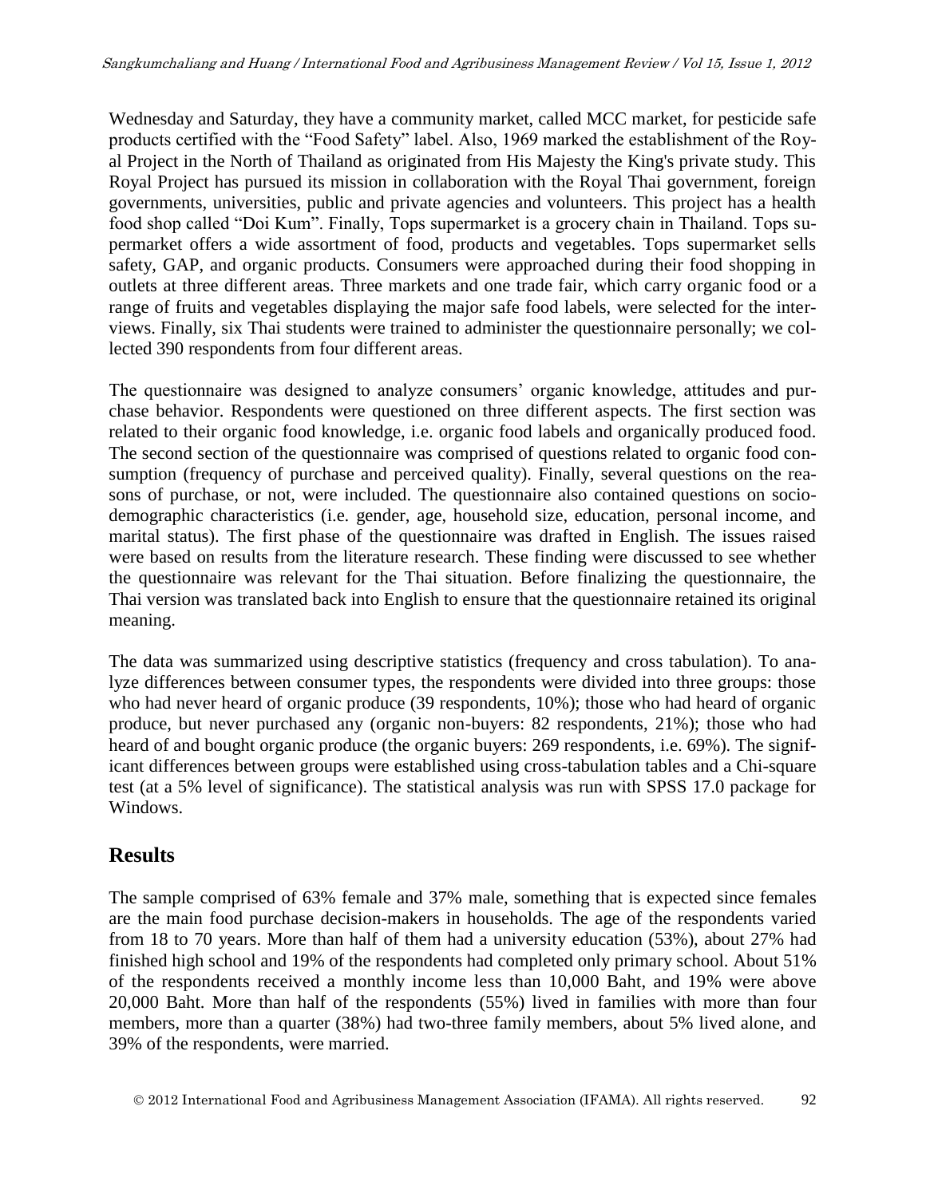Wednesday and Saturday, they have a community market, called MCC market, for pesticide safe products certified with the "Food Safety" label. Also, 1969 marked the establishment of the Royal Project in the North of Thailand as originated from His Majesty the King's private study. This Royal Project has pursued its mission in collaboration with the Royal Thai government, foreign governments, universities, public and private agencies and volunteers. This project has a health food shop called "Doi Kum". Finally, Tops supermarket is a grocery chain in Thailand. Tops supermarket offers a wide assortment of food, products and vegetables. Tops supermarket sells safety, GAP, and organic products. Consumers were approached during their food shopping in outlets at three different areas. Three markets and one trade fair, which carry organic food or a range of fruits and vegetables displaying the major safe food labels, were selected for the interviews. Finally, six Thai students were trained to administer the questionnaire personally; we collected 390 respondents from four different areas.

The questionnaire was designed to analyze consumers' organic knowledge, attitudes and purchase behavior. Respondents were questioned on three different aspects. The first section was related to their organic food knowledge, i.e. organic food labels and organically produced food. The second section of the questionnaire was comprised of questions related to organic food consumption (frequency of purchase and perceived quality). Finally, several questions on the reasons of purchase, or not, were included. The questionnaire also contained questions on socio-demographic characteristics (i.e. gender, age, household size, education, personal income, and marital status). The first phase of the questionnaire was drafted in English. The issues raised were based on results from the literature research. These finding were discussed to see whether the questionnaire was relevant for the Thai situation. Before finalizing the questionnaire, the Thai version was translated back into English to ensure that the questionnaire retained its original meaning.

The data was summarized using descriptive statistics (frequency and cross tabulation). To analyze differences between consumer types, the respondents were divided into three groups: those who had never heard of organic produce (39 respondents, 10%); those who had heard of organic produce, but never purchased any (organic non-buyers: 82 respondents, 21%); those who had heard of and bought organic produce (the organic buyers: 269 respondents, i.e. 69%). The significant differences between groups were established using cross-tabulation tables and a Chi-square test (at a 5% level of significance). The statistical analysis was run with SPSS 17.0 package for Windows.

## Results

The sample comprised of 63% female and 37% male, something that is expected since females are the main food purchase decision-makers in households. The age of the respondents varied from 18 to 70 years. More than half of them had a university education (53%), about 27% had finished high school and 19% of the respondents had completed only primary school. About 51% of the respondents received a monthly income less than 10,000 Baht, and 19% were above 20,000 Baht. More than half of the respondents (55%) lived in families with more than four members, more than a quarter (38%) had two-three family members, about 5% lived alone, and 39% of the respondents, were married.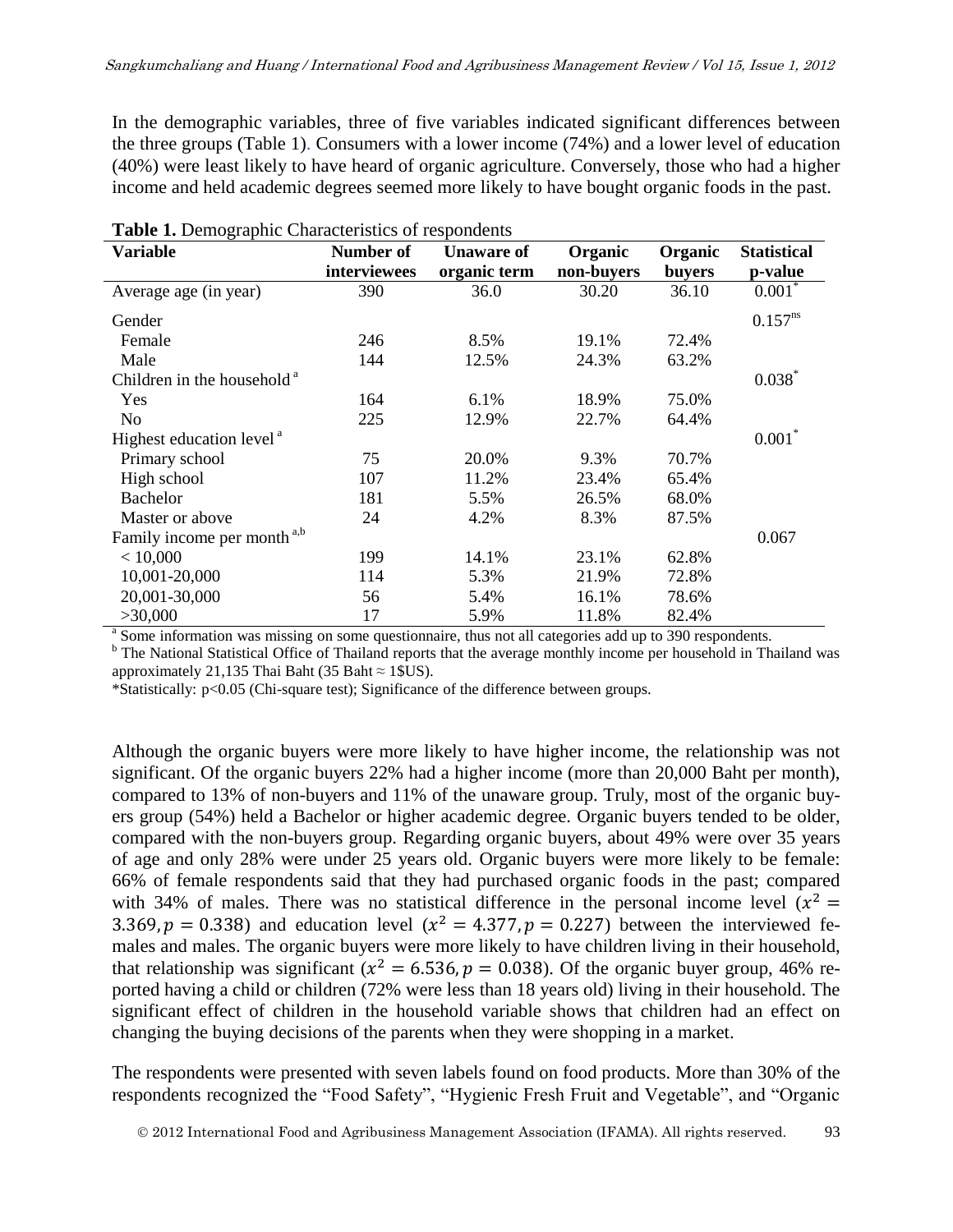In the demographic variables, three of five variables indicated significant differences between the three groups (Table 1). Consumers with a lower income (74%) and a lower level of education (40%) were least likely to have heard of organic agriculture. Conversely, those who had a higher income and held academic degrees seemed more likely to have bought organic foods in the past.

**Table 1.** Demographic Characteristics of respondents

| Variable | Number of interviewees | Unaware of organic term | Organic non-buyers | Organic buyers | Statistical p-value |
|---|---|---|---|---|---|
| Average age (in year) | 390 | 36.0 | 30.20 | 36.10 | 0.001* |
| Gender | | | | | 0.157[ns] |
| Female | 246 | 8.5% | 19.1% | 72.4% | |
| Male | 144 | 12.5% | 24.3% | 63.2% | |
| Children in the household [a] | | | | | 0.038* |
| Yes | 164 | 6.1% | 18.9% | 75.0% | |
| No | 225 | 12.9% | 22.7% | 64.4% | |
| Highest education level [a] | | | | | 0.001* |
| Primary school | 75 | 20.0% | 9.3% | 70.7% | |
| High school | 107 | 11.2% | 23.4% | 65.4% | |
| Bachelor | 181 | 5.5% | 26.5% | 68.0% | |
| Master or above | 24 | 4.2% | 8.3% | 87.5% | |
| Family income per month [a,b] | | | | | 0.067 |
| < 10,000 | 199 | 14.1% | 23.1% | 62.8% | |
| 10,001-20,000 | 114 | 5.3% | 21.9% | 72.8% | |
| 20,001-30,000 | 56 | 5.4% | 16.1% | 78.6% | |
| >30,000 | 17 | 5.9% | 11.8% | 82.4% | |

[a] Some information was missing on some questionnaire, thus not all categories add up to 390 respondents.
[b] The National Statistical Office of Thailand reports that the average monthly income per household in Thailand was approximately 21,135 Thai Baht (35 Baht ≈ 1$US).
*Statistically: p<0.05 (Chi-square test); Significance of the difference between groups.

Although the organic buyers were more likely to have higher income, the relationship was not significant. Of the organic buyers 22% had a higher income (more than 20,000 Baht per month), compared to 13% of non-buyers and 11% of the unaware group. Truly, most of the organic buyers group (54%) held a Bachelor or higher academic degree. Organic buyers tended to be older, compared with the non-buyers group. Regarding organic buyers, about 49% were over 35 years of age and only 28% were under 25 years old. Organic buyers were more likely to be female: 66% of female respondents said that they had purchased organic foods in the past; compared with 34% of males. There was no statistical difference in the personal income level ($x^2 = 3.369, p = 0.338$) and education level ($x^2 = 4.377, p = 0.227$) between the interviewed females and males. The organic buyers were more likely to have children living in their household, that relationship was significant ($x^2 = 6.536, p = 0.038$). Of the organic buyer group, 46% reported having a child or children (72% were less than 18 years old) living in their household. The significant effect of children in the household variable shows that children had an effect on changing the buying decisions of the parents when they were shopping in a market.

The respondents were presented with seven labels found on food products. More than 30% of the respondents recognized the "Food Safety", "Hygienic Fresh Fruit and Vegetable", and "Organic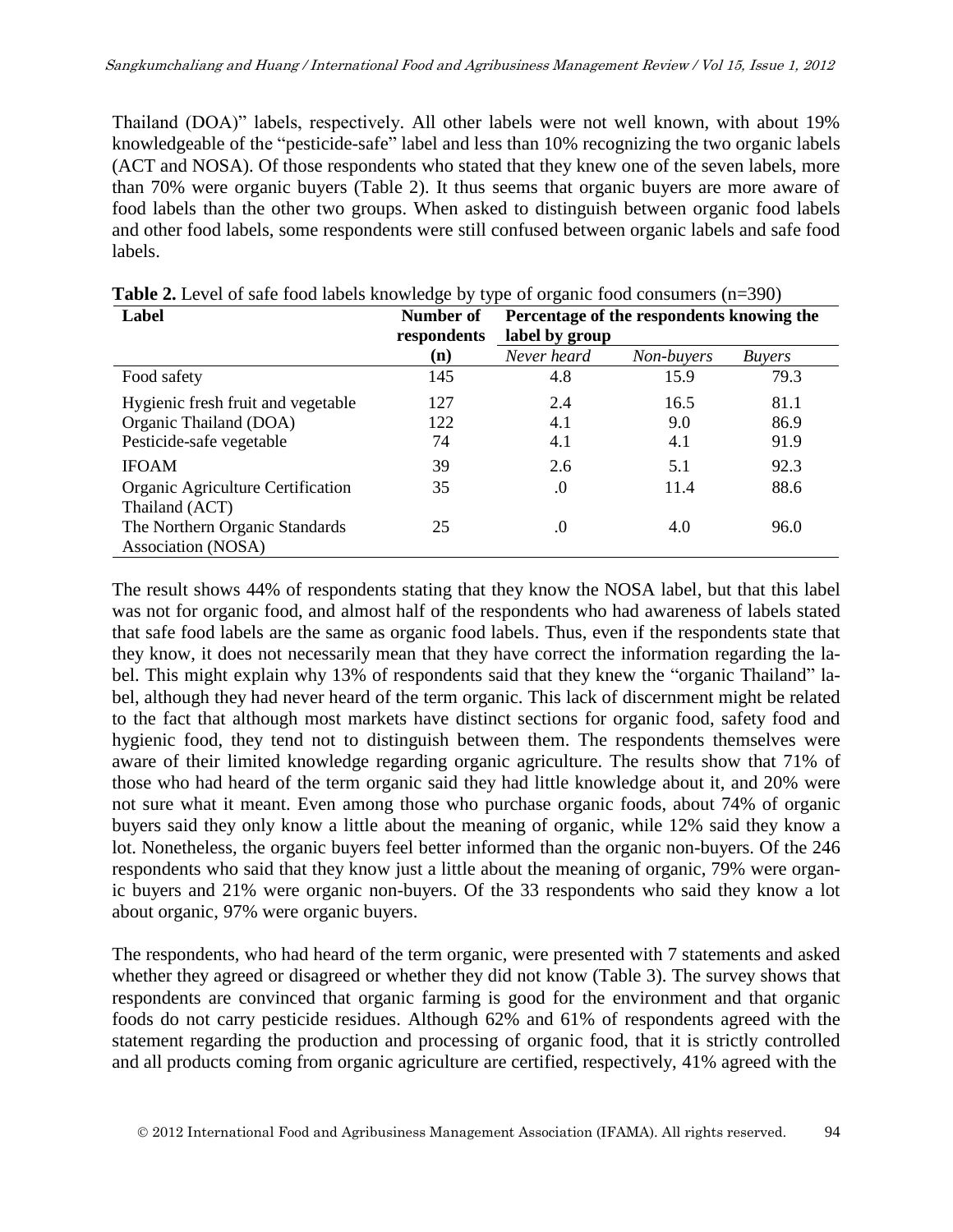Thailand (DOA)" labels, respectively. All other labels were not well known, with about 19% knowledgeable of the "pesticide-safe" label and less than 10% recognizing the two organic labels (ACT and NOSA). Of those respondents who stated that they knew one of the seven labels, more than 70% were organic buyers (Table 2). It thus seems that organic buyers are more aware of food labels than the other two groups. When asked to distinguish between organic food labels and other food labels, some respondents were still confused between organic labels and safe food labels.

**Table 2.** Level of safe food labels knowledge by type of organic food consumers (n=390)

| Label | Number of respondents | Percentage of the respondents knowing the label by group | | |
|---|---|---|---|---|
| | (n) | *Never heard* | *Non-buyers* | *Buyers* |
| Food safety | 145 | 4.8 | 15.9 | 79.3 |
| Hygienic fresh fruit and vegetable | 127 | 2.4 | 16.5 | 81.1 |
| Organic Thailand (DOA) | 122 | 4.1 | 9.0 | 86.9 |
| Pesticide-safe vegetable | 74 | 4.1 | 4.1 | 91.9 |
| IFOAM | 39 | 2.6 | 5.1 | 92.3 |
| Organic Agriculture Certification Thailand (ACT) | 35 | .0 | 11.4 | 88.6 |
| The Northern Organic Standards Association (NOSA) | 25 | .0 | 4.0 | 96.0 |

The result shows 44% of respondents stating that they know the NOSA label, but that this label was not for organic food, and almost half of the respondents who had awareness of labels stated that safe food labels are the same as organic food labels. Thus, even if the respondents state that they know, it does not necessarily mean that they have correct the information regarding the label. This might explain why 13% of respondents said that they knew the "organic Thailand" label, although they had never heard of the term organic. This lack of discernment might be related to the fact that although most markets have distinct sections for organic food, safety food and hygienic food, they tend not to distinguish between them. The respondents themselves were aware of their limited knowledge regarding organic agriculture. The results show that 71% of those who had heard of the term organic said they had little knowledge about it, and 20% were not sure what it meant. Even among those who purchase organic foods, about 74% of organic buyers said they only know a little about the meaning of organic, while 12% said they know a lot. Nonetheless, the organic buyers feel better informed than the organic non-buyers. Of the 246 respondents who said that they know just a little about the meaning of organic, 79% were organic buyers and 21% were organic non-buyers. Of the 33 respondents who said they know a lot about organic, 97% were organic buyers.

The respondents, who had heard of the term organic, were presented with 7 statements and asked whether they agreed or disagreed or whether they did not know (Table 3). The survey shows that respondents are convinced that organic farming is good for the environment and that organic foods do not carry pesticide residues. Although 62% and 61% of respondents agreed with the statement regarding the production and processing of organic food, that it is strictly controlled and all products coming from organic agriculture are certified, respectively, 41% agreed with the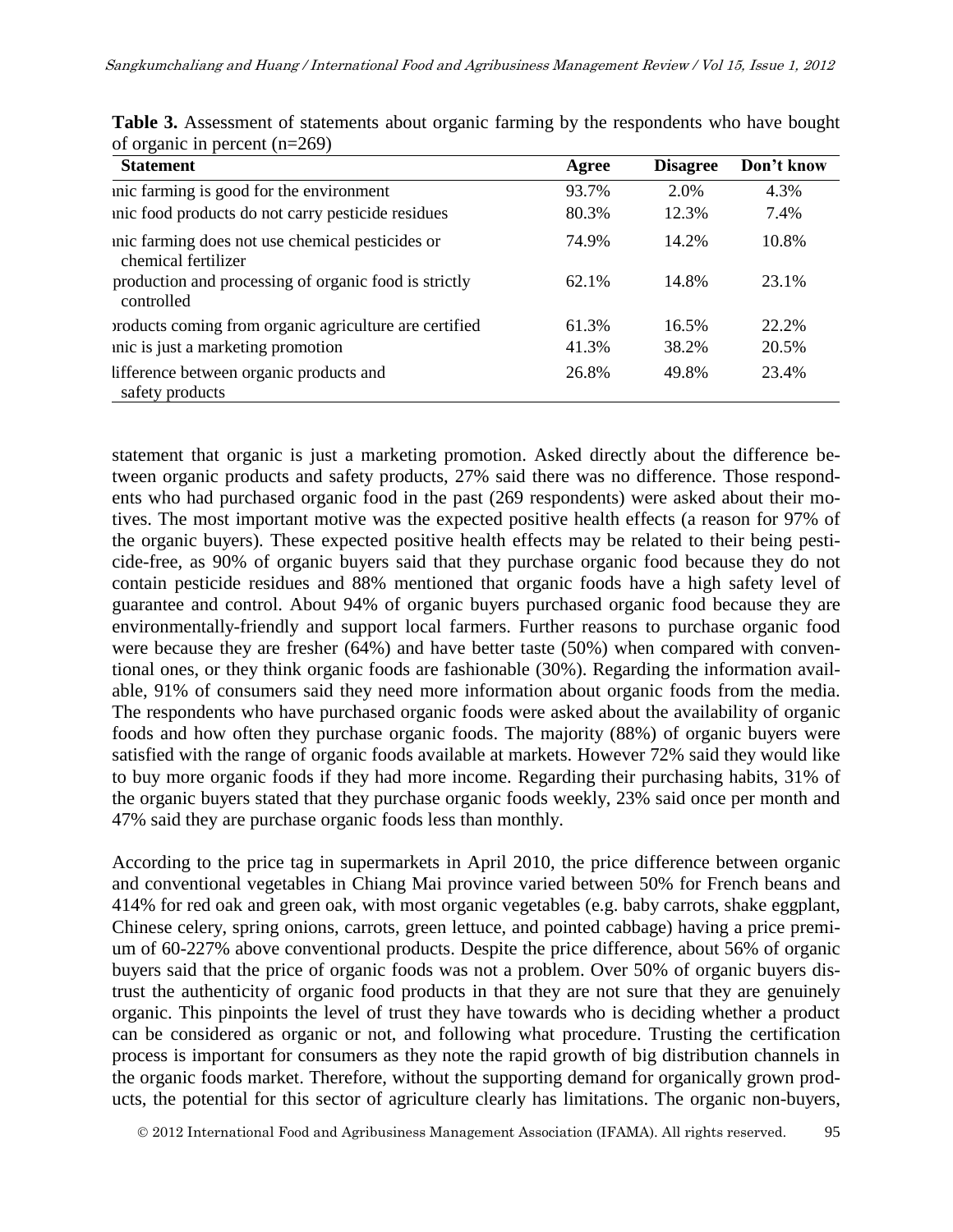**Table 3.** Assessment of statements about organic farming by the respondents who have bought of organic in percent (n=269)

| Statement | Agree | Disagree | Don't know |
|---|---|---|---|
| ınic farming is good for the environment | 93.7% | 2.0% | 4.3% |
| ınic food products do not carry pesticide residues | 80.3% | 12.3% | 7.4% |
| ınic farming does not use chemical pesticides or chemical fertilizer | 74.9% | 14.2% | 10.8% |
| production and processing of organic food is strictly controlled | 62.1% | 14.8% | 23.1% |
| ›roducts coming from organic agriculture are certified | 61.3% | 16.5% | 22.2% |
| ınic is just a marketing promotion | 41.3% | 38.2% | 20.5% |
| lifference between organic products and safety products | 26.8% | 49.8% | 23.4% |

statement that organic is just a marketing promotion. Asked directly about the difference between organic products and safety products, 27% said there was no difference. Those respondents who had purchased organic food in the past (269 respondents) were asked about their motives. The most important motive was the expected positive health effects (a reason for 97% of the organic buyers). These expected positive health effects may be related to their being pesticide-free, as 90% of organic buyers said that they purchase organic food because they do not contain pesticide residues and 88% mentioned that organic foods have a high safety level of guarantee and control. About 94% of organic buyers purchased organic food because they are environmentally-friendly and support local farmers. Further reasons to purchase organic food were because they are fresher (64%) and have better taste (50%) when compared with conventional ones, or they think organic foods are fashionable (30%). Regarding the information available, 91% of consumers said they need more information about organic foods from the media. The respondents who have purchased organic foods were asked about the availability of organic foods and how often they purchase organic foods. The majority (88%) of organic buyers were satisfied with the range of organic foods available at markets. However 72% said they would like to buy more organic foods if they had more income. Regarding their purchasing habits, 31% of the organic buyers stated that they purchase organic foods weekly, 23% said once per month and 47% said they are purchase organic foods less than monthly.

According to the price tag in supermarkets in April 2010, the price difference between organic and conventional vegetables in Chiang Mai province varied between 50% for French beans and 414% for red oak and green oak, with most organic vegetables (e.g. baby carrots, shake eggplant, Chinese celery, spring onions, carrots, green lettuce, and pointed cabbage) having a price premium of 60-227% above conventional products. Despite the price difference, about 56% of organic buyers said that the price of organic foods was not a problem. Over 50% of organic buyers distrust the authenticity of organic food products in that they are not sure that they are genuinely organic. This pinpoints the level of trust they have towards who is deciding whether a product can be considered as organic or not, and following what procedure. Trusting the certification process is important for consumers as they note the rapid growth of big distribution channels in the organic foods market. Therefore, without the supporting demand for organically grown products, the potential for this sector of agriculture clearly has limitations. The organic non-buyers,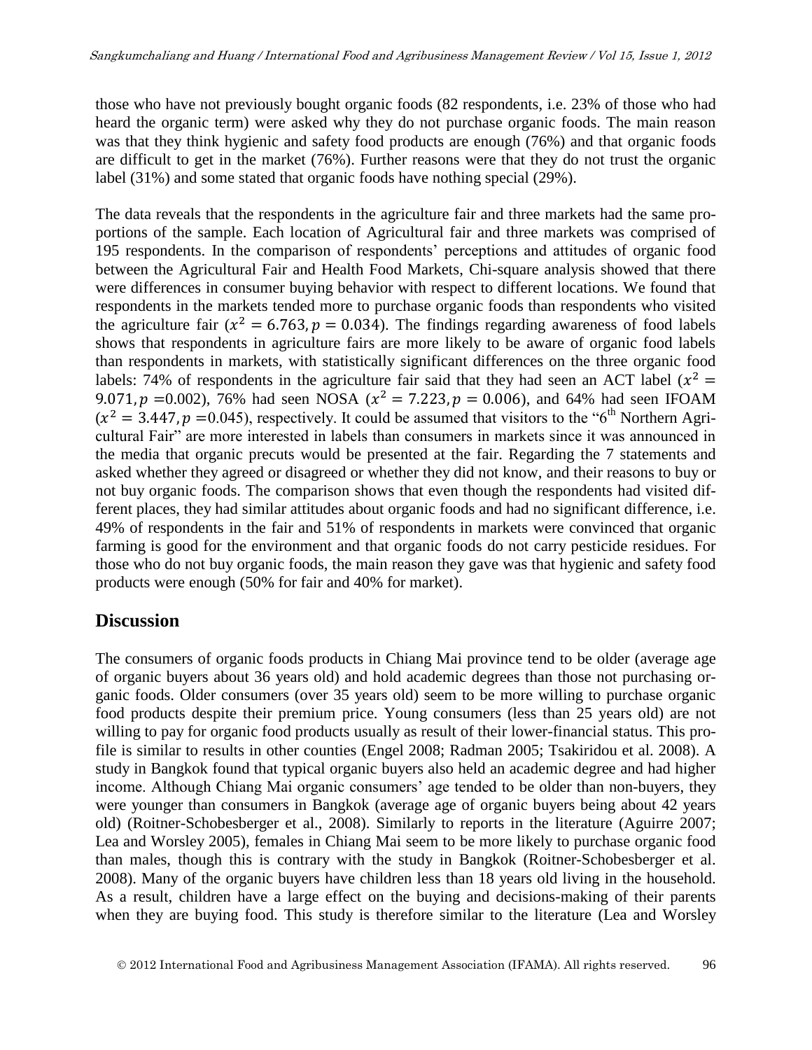those who have not previously bought organic foods (82 respondents, i.e. 23% of those who had heard the organic term) were asked why they do not purchase organic foods. The main reason was that they think hygienic and safety food products are enough (76%) and that organic foods are difficult to get in the market (76%). Further reasons were that they do not trust the organic label (31%) and some stated that organic foods have nothing special (29%).

The data reveals that the respondents in the agriculture fair and three markets had the same proportions of the sample. Each location of Agricultural fair and three markets was comprised of 195 respondents. In the comparison of respondents' perceptions and attitudes of organic food between the Agricultural Fair and Health Food Markets, Chi-square analysis showed that there were differences in consumer buying behavior with respect to different locations. We found that respondents in the markets tended more to purchase organic foods than respondents who visited the agriculture fair ($x^2 = 6.763, p = 0.034$). The findings regarding awareness of food labels shows that respondents in agriculture fairs are more likely to be aware of organic food labels than respondents in markets, with statistically significant differences on the three organic food labels: 74% of respondents in the agriculture fair said that they had seen an ACT label ($x^2 = 9.071, p = 0.002$), 76% had seen NOSA ($x^2 = 7.223, p = 0.006$), and 64% had seen IFOAM ($x^2 = 3.447, p = 0.045$), respectively. It could be assumed that visitors to the "6th Northern Agricultural Fair" are more interested in labels than consumers in markets since it was announced in the media that organic precuts would be presented at the fair. Regarding the 7 statements and asked whether they agreed or disagreed or whether they did not know, and their reasons to buy or not buy organic foods. The comparison shows that even though the respondents had visited different places, they had similar attitudes about organic foods and had no significant difference, i.e. 49% of respondents in the fair and 51% of respondents in markets were convinced that organic farming is good for the environment and that organic foods do not carry pesticide residues. For those who do not buy organic foods, the main reason they gave was that hygienic and safety food products were enough (50% for fair and 40% for market).

## Discussion

The consumers of organic foods products in Chiang Mai province tend to be older (average age of organic buyers about 36 years old) and hold academic degrees than those not purchasing organic foods. Older consumers (over 35 years old) seem to be more willing to purchase organic food products despite their premium price. Young consumers (less than 25 years old) are not willing to pay for organic food products usually as result of their lower-financial status. This profile is similar to results in other counties (Engel 2008; Radman 2005; Tsakiridou et al. 2008). A study in Bangkok found that typical organic buyers also held an academic degree and had higher income. Although Chiang Mai organic consumers' age tended to be older than non-buyers, they were younger than consumers in Bangkok (average age of organic buyers being about 42 years old) (Roitner-Schobesberger et al., 2008). Similarly to reports in the literature (Aguirre 2007; Lea and Worsley 2005), females in Chiang Mai seem to be more likely to purchase organic food than males, though this is contrary with the study in Bangkok (Roitner-Schobesberger et al. 2008). Many of the organic buyers have children less than 18 years old living in the household. As a result, children have a large effect on the buying and decisions-making of their parents when they are buying food. This study is therefore similar to the literature (Lea and Worsley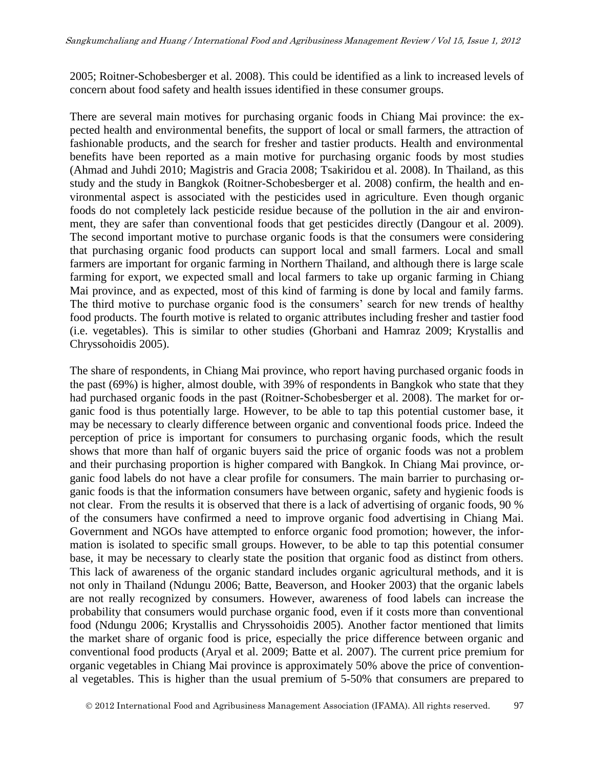2005; Roitner-Schobesberger et al. 2008). This could be identified as a link to increased levels of concern about food safety and health issues identified in these consumer groups.

There are several main motives for purchasing organic foods in Chiang Mai province: the expected health and environmental benefits, the support of local or small farmers, the attraction of fashionable products, and the search for fresher and tastier products. Health and environmental benefits have been reported as a main motive for purchasing organic foods by most studies (Ahmad and Juhdi 2010; Magistris and Gracia 2008; Tsakiridou et al. 2008). In Thailand, as this study and the study in Bangkok (Roitner-Schobesberger et al. 2008) confirm, the health and environmental aspect is associated with the pesticides used in agriculture. Even though organic foods do not completely lack pesticide residue because of the pollution in the air and environment, they are safer than conventional foods that get pesticides directly (Dangour et al. 2009). The second important motive to purchase organic foods is that the consumers were considering that purchasing organic food products can support local and small farmers. Local and small farmers are important for organic farming in Northern Thailand, and although there is large scale farming for export, we expected small and local farmers to take up organic farming in Chiang Mai province, and as expected, most of this kind of farming is done by local and family farms. The third motive to purchase organic food is the consumers' search for new trends of healthy food products. The fourth motive is related to organic attributes including fresher and tastier food (i.e. vegetables). This is similar to other studies (Ghorbani and Hamraz 2009; Krystallis and Chryssohoidis 2005).

The share of respondents, in Chiang Mai province, who report having purchased organic foods in the past (69%) is higher, almost double, with 39% of respondents in Bangkok who state that they had purchased organic foods in the past (Roitner-Schobesberger et al. 2008). The market for organic food is thus potentially large. However, to be able to tap this potential customer base, it may be necessary to clearly difference between organic and conventional foods price. Indeed the perception of price is important for consumers to purchasing organic foods, which the result shows that more than half of organic buyers said the price of organic foods was not a problem and their purchasing proportion is higher compared with Bangkok. In Chiang Mai province, organic food labels do not have a clear profile for consumers. The main barrier to purchasing organic foods is that the information consumers have between organic, safety and hygienic foods is not clear. From the results it is observed that there is a lack of advertising of organic foods, 90 % of the consumers have confirmed a need to improve organic food advertising in Chiang Mai. Government and NGOs have attempted to enforce organic food promotion; however, the information is isolated to specific small groups. However, to be able to tap this potential consumer base, it may be necessary to clearly state the position that organic food as distinct from others. This lack of awareness of the organic standard includes organic agricultural methods, and it is not only in Thailand (Ndungu 2006; Batte, Beaverson, and Hooker 2003) that the organic labels are not really recognized by consumers. However, awareness of food labels can increase the probability that consumers would purchase organic food, even if it costs more than conventional food (Ndungu 2006; Krystallis and Chryssohoidis 2005). Another factor mentioned that limits the market share of organic food is price, especially the price difference between organic and conventional food products (Aryal et al. 2009; Batte et al. 2007). The current price premium for organic vegetables in Chiang Mai province is approximately 50% above the price of conventional vegetables. This is higher than the usual premium of 5-50% that consumers are prepared to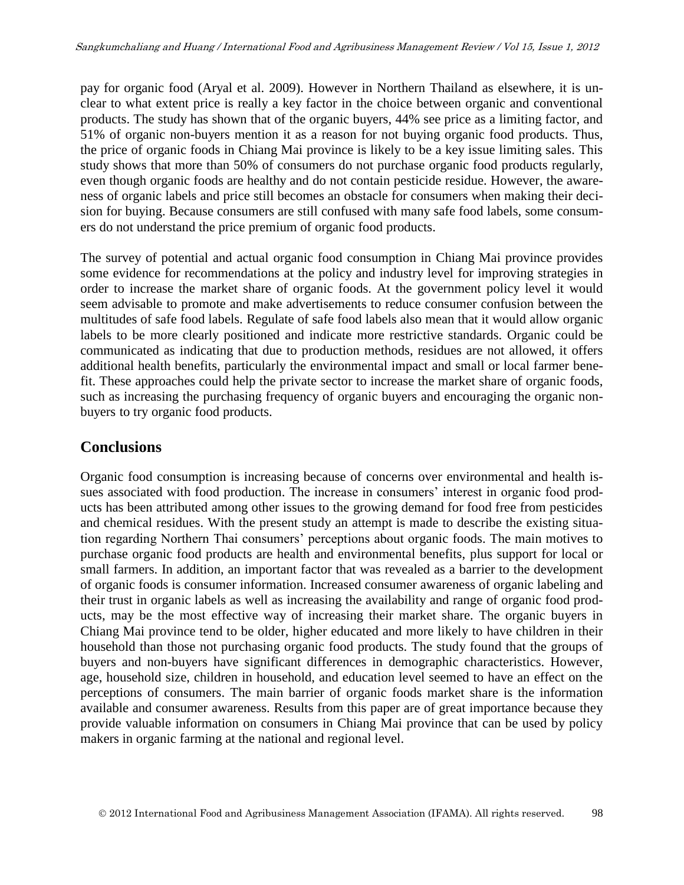pay for organic food (Aryal et al. 2009). However in Northern Thailand as elsewhere, it is unclear to what extent price is really a key factor in the choice between organic and conventional products. The study has shown that of the organic buyers, 44% see price as a limiting factor, and 51% of organic non-buyers mention it as a reason for not buying organic food products. Thus, the price of organic foods in Chiang Mai province is likely to be a key issue limiting sales. This study shows that more than 50% of consumers do not purchase organic food products regularly, even though organic foods are healthy and do not contain pesticide residue. However, the awareness of organic labels and price still becomes an obstacle for consumers when making their decision for buying. Because consumers are still confused with many safe food labels, some consumers do not understand the price premium of organic food products.

The survey of potential and actual organic food consumption in Chiang Mai province provides some evidence for recommendations at the policy and industry level for improving strategies in order to increase the market share of organic foods. At the government policy level it would seem advisable to promote and make advertisements to reduce consumer confusion between the multitudes of safe food labels. Regulate of safe food labels also mean that it would allow organic labels to be more clearly positioned and indicate more restrictive standards. Organic could be communicated as indicating that due to production methods, residues are not allowed, it offers additional health benefits, particularly the environmental impact and small or local farmer benefit. These approaches could help the private sector to increase the market share of organic foods, such as increasing the purchasing frequency of organic buyers and encouraging the organic non-buyers to try organic food products.

## Conclusions

Organic food consumption is increasing because of concerns over environmental and health issues associated with food production. The increase in consumers' interest in organic food products has been attributed among other issues to the growing demand for food free from pesticides and chemical residues. With the present study an attempt is made to describe the existing situation regarding Northern Thai consumers' perceptions about organic foods. The main motives to purchase organic food products are health and environmental benefits, plus support for local or small farmers. In addition, an important factor that was revealed as a barrier to the development of organic foods is consumer information. Increased consumer awareness of organic labeling and their trust in organic labels as well as increasing the availability and range of organic food products, may be the most effective way of increasing their market share. The organic buyers in Chiang Mai province tend to be older, higher educated and more likely to have children in their household than those not purchasing organic food products. The study found that the groups of buyers and non-buyers have significant differences in demographic characteristics. However, age, household size, children in household, and education level seemed to have an effect on the perceptions of consumers. The main barrier of organic foods market share is the information available and consumer awareness. Results from this paper are of great importance because they provide valuable information on consumers in Chiang Mai province that can be used by policy makers in organic farming at the national and regional level.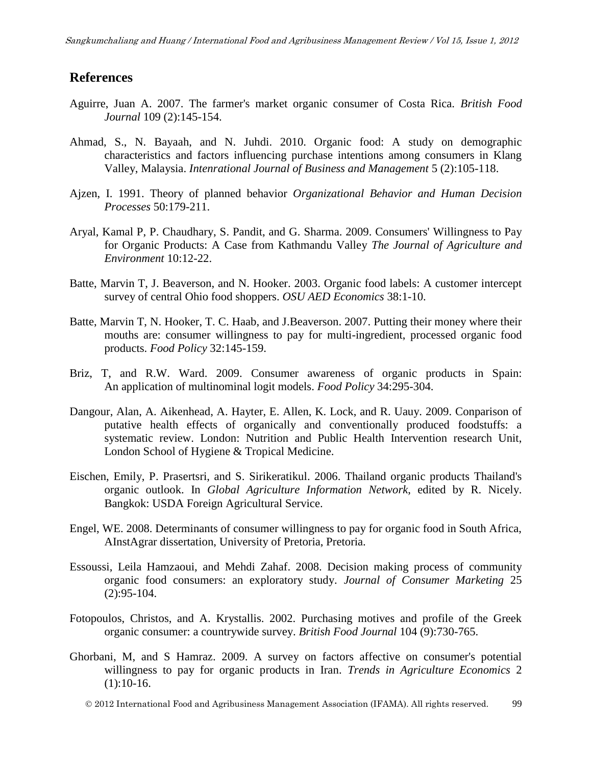## References

Aguirre, Juan A. 2007. The farmer's market organic consumer of Costa Rica. *British Food Journal* 109 (2):145-154.

Ahmad, S., N. Bayaah, and N. Juhdi. 2010. Organic food: A study on demographic characteristics and factors influencing purchase intentions among consumers in Klang Valley, Malaysia. *Intenrational Journal of Business and Management* 5 (2):105-118.

Ajzen, I. 1991. Theory of planned behavior *Organizational Behavior and Human Decision Processes* 50:179-211.

Aryal, Kamal P, P. Chaudhary, S. Pandit, and G. Sharma. 2009. Consumers' Willingness to Pay for Organic Products: A Case from Kathmandu Valley *The Journal of Agriculture and Environment* 10:12-22.

Batte, Marvin T, J. Beaverson, and N. Hooker. 2003. Organic food labels: A customer intercept survey of central Ohio food shoppers. *OSU AED Economics* 38:1-10.

Batte, Marvin T, N. Hooker, T. C. Haab, and J.Beaverson. 2007. Putting their money where their mouths are: consumer willingness to pay for multi-ingredient, processed organic food products. *Food Policy* 32:145-159.

Briz, T, and R.W. Ward. 2009. Consumer awareness of organic products in Spain: An application of multinominal logit models. *Food Policy* 34:295-304.

Dangour, Alan, A. Aikenhead, A. Hayter, E. Allen, K. Lock, and R. Uauy. 2009. Conparison of putative health effects of organically and conventionally produced foodstuffs: a systematic review. London: Nutrition and Public Health Intervention research Unit, London School of Hygiene & Tropical Medicine.

Eischen, Emily, P. Prasertsri, and S. Sirikeratikul. 2006. Thailand organic products Thailand's organic outlook. In *Global Agriculture Information Network*, edited by R. Nicely. Bangkok: USDA Foreign Agricultural Service.

Engel, WE. 2008. Determinants of consumer willingness to pay for organic food in South Africa, AInstAgrar dissertation, University of Pretoria, Pretoria.

Essoussi, Leila Hamzaoui, and Mehdi Zahaf. 2008. Decision making process of community organic food consumers: an exploratory study. *Journal of Consumer Marketing* 25 (2):95-104.

Fotopoulos, Christos, and A. Krystallis. 2002. Purchasing motives and profile of the Greek organic consumer: a countrywide survey. *British Food Journal* 104 (9):730-765.

Ghorbani, M, and S Hamraz. 2009. A survey on factors affective on consumer's potential willingness to pay for organic products in Iran. *Trends in Agriculture Economics* 2 (1):10-16.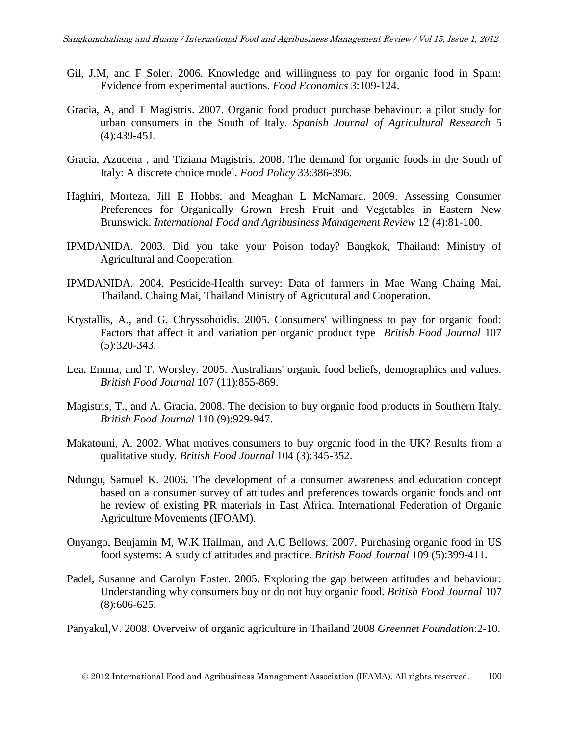Gil, J.M, and F Soler. 2006. Knowledge and willingness to pay for organic food in Spain: Evidence from experimental auctions. *Food Economics* 3:109-124.

Gracia, A, and T Magistris. 2007. Organic food product purchase behaviour: a pilot study for urban consumers in the South of Italy. *Spanish Journal of Agricultural Research* 5 (4):439-451.

Gracia, Azucena , and Tiziana Magistris. 2008. The demand for organic foods in the South of Italy: A discrete choice model. *Food Policy* 33:386-396.

Haghiri, Morteza, Jill E Hobbs, and Meaghan L McNamara. 2009. Assessing Consumer Preferences for Organically Grown Fresh Fruit and Vegetables in Eastern New Brunswick. *International Food and Agribusiness Management Review* 12 (4):81-100.

IPMDANIDA. 2003. Did you take your Poison today? Bangkok, Thailand: Ministry of Agricultural and Cooperation.

IPMDANIDA. 2004. Pesticide-Health survey: Data of farmers in Mae Wang Chaing Mai, Thailand. Chaing Mai, Thailand Ministry of Agricutural and Cooperation.

Krystallis, A., and G. Chryssohoidis. 2005. Consumers' willingness to pay for organic food: Factors that affect it and variation per organic product type *British Food Journal* 107 (5):320-343.

Lea, Emma, and T. Worsley. 2005. Australians' organic food beliefs, demographics and values. *British Food Journal* 107 (11):855-869.

Magistris, T., and A. Gracia. 2008. The decision to buy organic food products in Southern Italy. *British Food Journal* 110 (9):929-947.

Makatouni, A. 2002. What motives consumers to buy organic food in the UK? Results from a qualitative study. *British Food Journal* 104 (3):345-352.

Ndungu, Samuel K. 2006. The development of a consumer awareness and education concept based on a consumer survey of attitudes and preferences towards organic foods and ont he review of existing PR materials in East Africa. International Federation of Organic Agriculture Movements (IFOAM).

Onyango, Benjamin M, W.K Hallman, and A.C Bellows. 2007. Purchasing organic food in US food systems: A study of attitudes and practice. *British Food Journal* 109 (5):399-411.

Padel, Susanne and Carolyn Foster. 2005. Exploring the gap between attitudes and behaviour: Understanding why consumers buy or do not buy organic food. *British Food Journal* 107 (8):606-625.

Panyakul,V. 2008. Overveiw of organic agriculture in Thailand 2008 *Greennet Foundation*:2-10.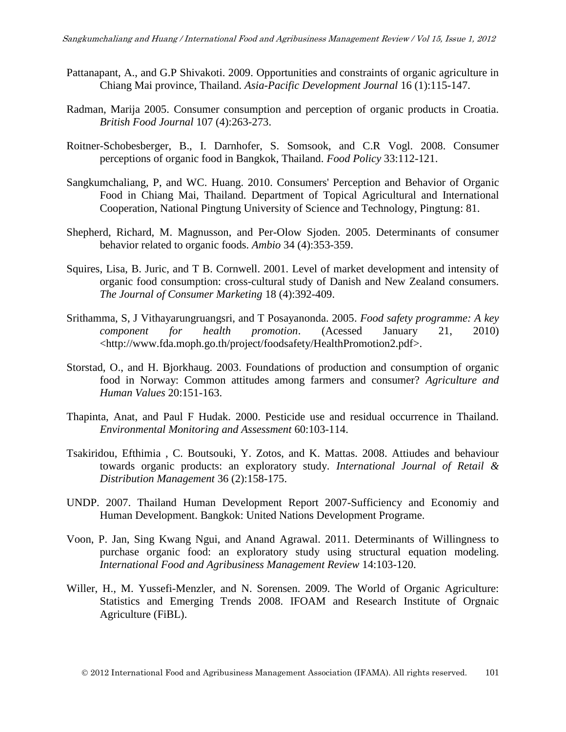Pattanapant, A., and G.P Shivakoti. 2009. Opportunities and constraints of organic agriculture in Chiang Mai province, Thailand. *Asia-Pacific Development Journal* 16 (1):115-147.

Radman, Marija 2005. Consumer consumption and perception of organic products in Croatia. *British Food Journal* 107 (4):263-273.

Roitner-Schobesberger, B., I. Darnhofer, S. Somsook, and C.R Vogl. 2008. Consumer perceptions of organic food in Bangkok, Thailand. *Food Policy* 33:112-121.

Sangkumchaliang, P, and WC. Huang. 2010. Consumers' Perception and Behavior of Organic Food in Chiang Mai, Thailand. Department of Topical Agricultural and International Cooperation, National Pingtung University of Science and Technology, Pingtung: 81.

Shepherd, Richard, M. Magnusson, and Per-Olow Sjoden. 2005. Determinants of consumer behavior related to organic foods. *Ambio* 34 (4):353-359.

Squires, Lisa, B. Juric, and T B. Cornwell. 2001. Level of market development and intensity of organic food consumption: cross-cultural study of Danish and New Zealand consumers. *The Journal of Consumer Marketing* 18 (4):392-409.

Srithamma, S, J Vithayarungruangsri, and T Posayanonda. 2005. *Food safety programme: A key component for health promotion*. (Acessed January 21, 2010) <http://www.fda.moph.go.th/project/foodsafety/HealthPromotion2.pdf>.

Storstad, O., and H. Bjorkhaug. 2003. Foundations of production and consumption of organic food in Norway: Common attitudes among farmers and consumer? *Agriculture and Human Values* 20:151-163.

Thapinta, Anat, and Paul F Hudak. 2000. Pesticide use and residual occurrence in Thailand. *Environmental Monitoring and Assessment* 60:103-114.

Tsakiridou, Efthimia , C. Boutsouki, Y. Zotos, and K. Mattas. 2008. Attiudes and behaviour towards organic products: an exploratory study. *International Journal of Retail & Distribution Management* 36 (2):158-175.

UNDP. 2007. Thailand Human Development Report 2007-Sufficiency and Economiy and Human Development. Bangkok: United Nations Development Programe.

Voon, P. Jan, Sing Kwang Ngui, and Anand Agrawal. 2011. Determinants of Willingness to purchase organic food: an exploratory study using structural equation modeling. *International Food and Agribusiness Management Review* 14:103-120.

Willer, H., M. Yussefi-Menzler, and N. Sorensen. 2009. The World of Organic Agriculture: Statistics and Emerging Trends 2008. IFOAM and Research Institute of Orgnaic Agriculture (FiBL).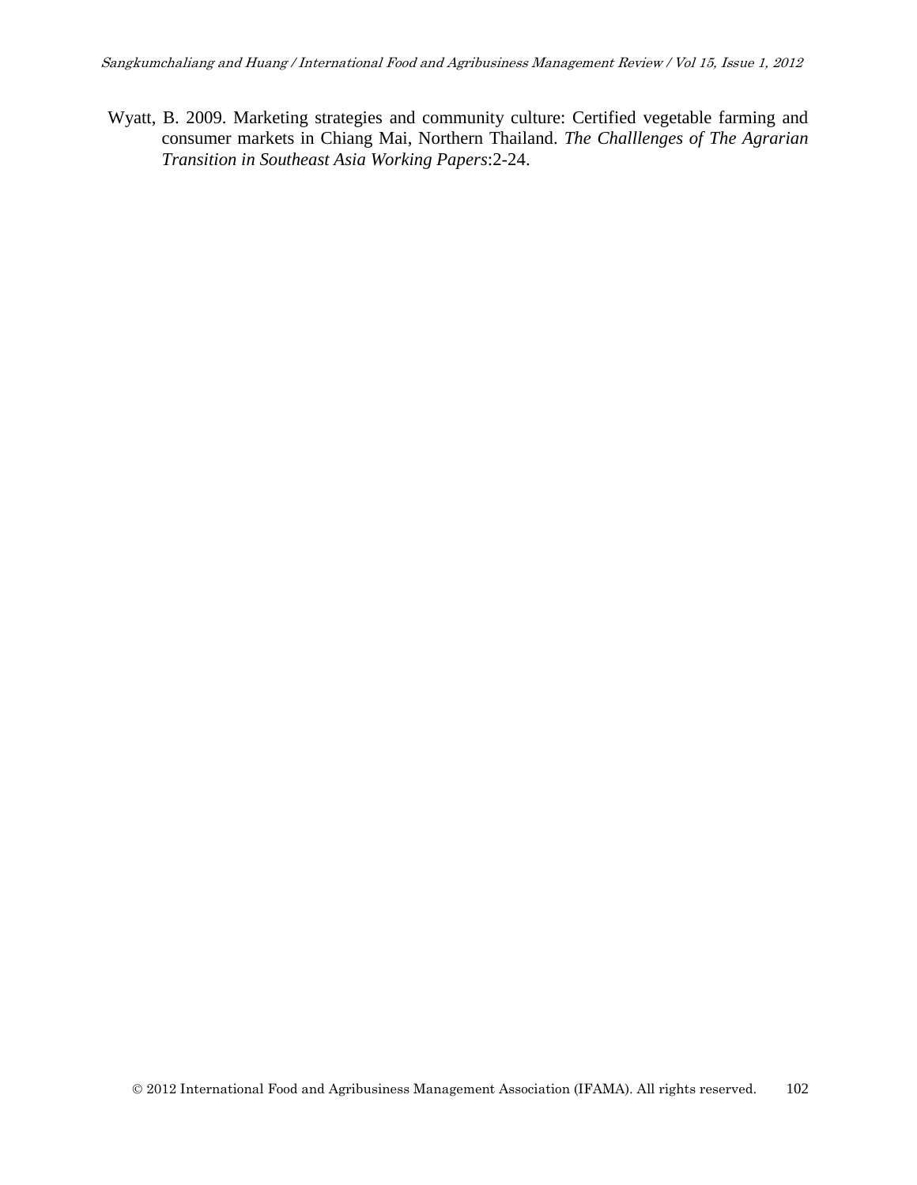Wyatt, B. 2009. Marketing strategies and community culture: Certified vegetable farming and consumer markets in Chiang Mai, Northern Thailand. *The Challlenges of The Agrarian Transition in Southeast Asia Working Papers*:2-24.